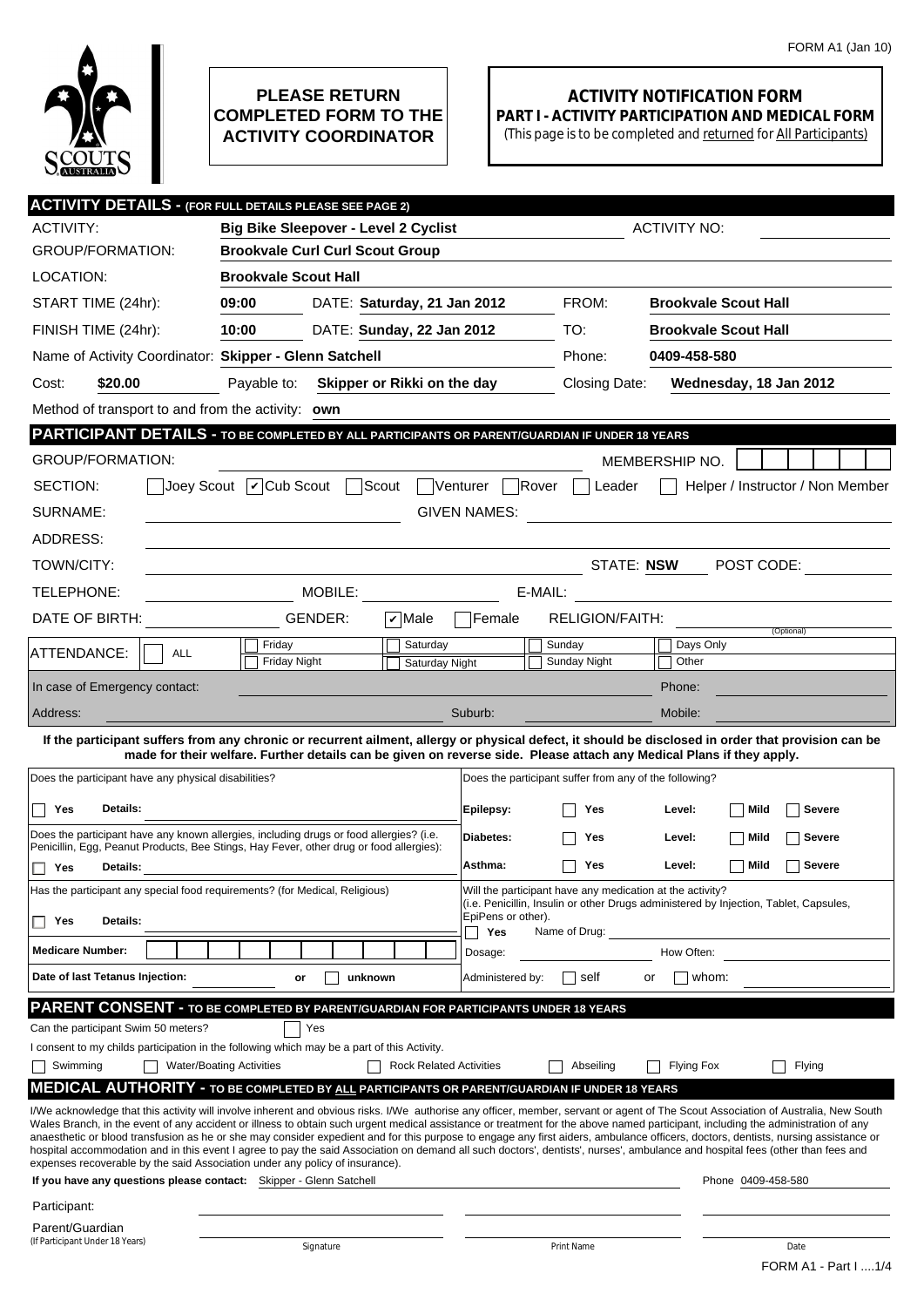FORM A1 (Jan 10)

**PLEASE RETURN COMPLETED FORM TO THE ACTIVITY COORDINATOR**

# ACTIVITY NOTIFICATION FORM

## PART I - ACTIVITY PARTICIPATION AND MEDICAL FORM

(This page is to be completed and returned for All Participants)

## ACTIVITY DETAILS - (FOR FULL DETAILS PLEASE SEE PAGE 2)

| | | | |
|---|---|---|---|
| ACTIVITY: | **Big Bike Sleepover - Level 2 Cyclist** | ACTIVITY NO: | |
| GROUP/FORMATION: | **Brookvale Curl Curl Scout Group** | | |
| LOCATION: | **Brookvale Scout Hall** | | |
| START TIME (24hr): | **09:00** DATE: **Saturday, 21 Jan 2012** | FROM: | **Brookvale Scout Hall** |
| FINISH TIME (24hr): | **10:00** DATE: **Sunday, 22 Jan 2012** | TO: | **Brookvale Scout Hall** |
| Name of Activity Coordinator: | **Skipper - Glenn Satchell** | Phone: | **0409-458-580** |
| Cost: **$20.00** | Payable to: **Skipper or Rikki on the day** | Closing Date: | **Wednesday, 18 Jan 2012** |

Method of transport to and from the activity: **own**

## PARTICIPANT DETAILS - TO BE COMPLETED BY ALL PARTICIPANTS OR PARENT/GUARDIAN IF UNDER 18 YEARS

GROUP/FORMATION: MEMBERSHIP NO.

SECTION: ☐ Joey Scout ☑ Cub Scout ☐ Scout ☐ Venturer ☐ Rover ☐ Leader ☐ Helper / Instructor / Non Member

SURNAME: GIVEN NAMES:

ADDRESS:

TOWN/CITY: STATE: **NSW** POST CODE:

TELEPHONE: MOBILE: E-MAIL:

DATE OF BIRTH: GENDER: ☑ Male ☐ Female RELIGION/FAITH: (Optional)

ATTENDANCE: ☐ ALL ☐ Friday ☐ Friday Night ☐ Saturday ☐ Saturday Night ☐ Sunday ☐ Sunday Night ☐ Days Only ☐ Other

In case of Emergency contact: Phone:

Address: Suburb: Mobile:

**If the participant suffers from any chronic or recurrent ailment, allergy or physical defect, it should be disclosed in order that provision can be made for their welfare. Further details can be given on reverse side. Please attach any Medical Plans if they apply.**

Does the participant have any physical disabilities?

☐ **Yes** **Details:**

Does the participant have any known allergies, including drugs or food allergies? (i.e. Penicillin, Egg, Peanut Products, Bee Stings, Hay Fever, other drug or food allergies):

☐ **Yes** **Details:**

Has the participant any special food requirements? (for Medical, Religious)

☐ **Yes** **Details:**

Does the participant suffer from any of the following?

| | | | |
|---|---|---|---|
| **Epilepsy:** | ☐ **Yes** | **Level:** | ☐ **Mild** ☐ **Severe** |
| **Diabetes:** | ☐ **Yes** | **Level:** | ☐ **Mild** ☐ **Severe** |
| **Asthma:** | ☐ **Yes** | **Level:** | ☐ **Mild** ☐ **Severe** |

Will the participant have any medication at the activity? (i.e. Penicillin, Insulin or other Drugs administered by Injection, Tablet, Capsules, EpiPens or other).

☐ **Yes** Name of Drug:

Dosage: How Often:

**Medicare Number:**

**Date of last Tetanus Injection:** **or** ☐ **unknown**

Administered by: ☐ self or ☐ whom:

## PARENT CONSENT - TO BE COMPLETED BY PARENT/GUARDIAN FOR PARTICIPANTS UNDER 18 YEARS

Can the participant Swim 50 meters? ☐ Yes

I consent to my childs participation in the following which may be a part of this Activity.

☐ Swimming ☐ Water/Boating Activities ☐ Rock Related Activities ☐ Abseiling ☐ Flying Fox ☐ Flying

## MEDICAL AUTHORITY - TO BE COMPLETED BY ALL PARTICIPANTS OR PARENT/GUARDIAN IF UNDER 18 YEARS

I/We acknowledge that this activity will involve inherent and obvious risks. I/We authorise any officer, member, servant or agent of The Scout Association of Australia, New South Wales Branch, in the event of any accident or illness to obtain such urgent medical assistance or treatment for the above named participant, including the administration of any anaesthetic or blood transfusion as he or she may consider expedient and for this purpose to engage any first aiders, ambulance officers, doctors, dentists, nursing assistance or hospital accommodation and in this event I agree to pay the said Association on demand all such doctors', dentists', nurses', ambulance and hospital fees (other than fees and expenses recoverable by the said Association under any policy of insurance).

**If you have any questions please contact:** Skipper - Glenn Satchell Phone 0409-458-580

| | Signature | Print Name | Date |
|---|---|---|---|
| Participant: | | | |
| Parent/Guardian (If Participant Under 18 Years) | | | |

FORM A1 - Part I ....1/4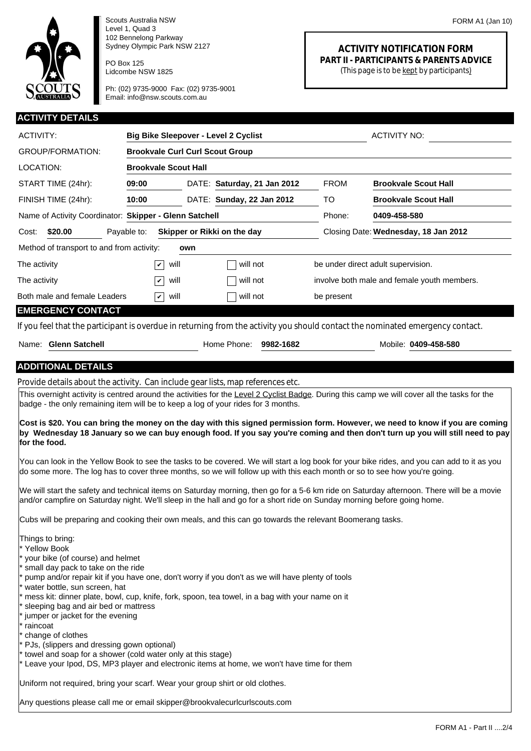Scouts Australia NSW
Level 1, Quad 3
102 Bennelong Parkway
Sydney Olympic Park NSW 2127

PO Box 125
Lidcombe NSW 1825

Ph: (02) 9735-9000 Fax: (02) 9735-9001
Email: info@nsw.scouts.com.au

FORM A1 (Jan 10)

# ACTIVITY NOTIFICATION FORM
## PART II - PARTICIPANTS & PARENTS ADVICE
*(This page is to be kept by participants)*

## ACTIVITY DETAILS

| | | | | | |
|---|---|---|---|---|---|
| ACTIVITY: | **Big Bike Sleepover - Level 2 Cyclist** | | | ACTIVITY NO: | |
| GROUP/FORMATION: | **Brookvale Curl Curl Scout Group** | | | | |
| LOCATION: | **Brookvale Scout Hall** | | | | |
| START TIME (24hr): | **09:00** | DATE: **Saturday, 21 Jan 2012** | | FROM | **Brookvale Scout Hall** |
| FINISH TIME (24hr): | **10:00** | DATE: **Sunday, 22 Jan 2012** | | TO | **Brookvale Scout Hall** |

Name of Activity Coordinator: **Skipper - Glenn Satchell** Phone: **0409-458-580**

Cost: **$20.00** Payable to: **Skipper or Rikki on the day** Closing Date: **Wednesday, 18 Jan 2012**

Method of transport to and from activity: **own**

The activity ☑ will ☐ will not be under direct adult supervision.

The activity ☑ will ☐ will not involve both male and female youth members.

Both male and female Leaders ☑ will ☐ will not be present

## EMERGENCY CONTACT

If you feel that the participant is overdue in returning from the activity you should contact the nominated emergency contact.

Name: **Glenn Satchell** Home Phone: **9982-1682** Mobile: **0409-458-580**

## ADDITIONAL DETAILS

Provide details about the activity. Can include gear lists, map references etc.

This overnight activity is centred around the activities for the Level 2 Cyclist Badge. During this camp we will cover all the tasks for the badge - the only remaining item will be to keep a log of your rides for 3 months.

**Cost is $20. You can bring the money on the day with this signed permission form. However, we need to know if you are coming by Wednesday 18 January so we can buy enough food. If you say you're coming and then don't turn up you will still need to pay for the food.**

You can look in the Yellow Book to see the tasks to be covered. We will start a log book for your bike rides, and you can add to it as you do some more. The log has to cover three months, so we will follow up with this each month or so to see how you're going.

We will start the safety and technical items on Saturday morning, then go for a 5-6 km ride on Saturday afternoon. There will be a movie and/or campfire on Saturday night. We'll sleep in the hall and go for a short ride on Sunday morning before going home.

Cubs will be preparing and cooking their own meals, and this can go towards the relevant Boomerang tasks.

Things to bring:
* Yellow Book
* your bike (of course) and helmet
* small day pack to take on the ride
* pump and/or repair kit if you have one, don't worry if you don't as we will have plenty of tools
* water bottle, sun screen, hat
* mess kit: dinner plate, bowl, cup, knife, fork, spoon, tea towel, in a bag with your name on it
* sleeping bag and air bed or mattress
* jumper or jacket for the evening
* raincoat
* change of clothes
* PJs, (slippers and dressing gown optional)
* towel and soap for a shower (cold water only at this stage)
* Leave your Ipod, DS, MP3 player and electronic items at home, we won't have time for them

Uniform not required, bring your scarf. Wear your group shirt or old clothes.

Any questions please call me or email skipper@brookvalecurlcurlscouts.com